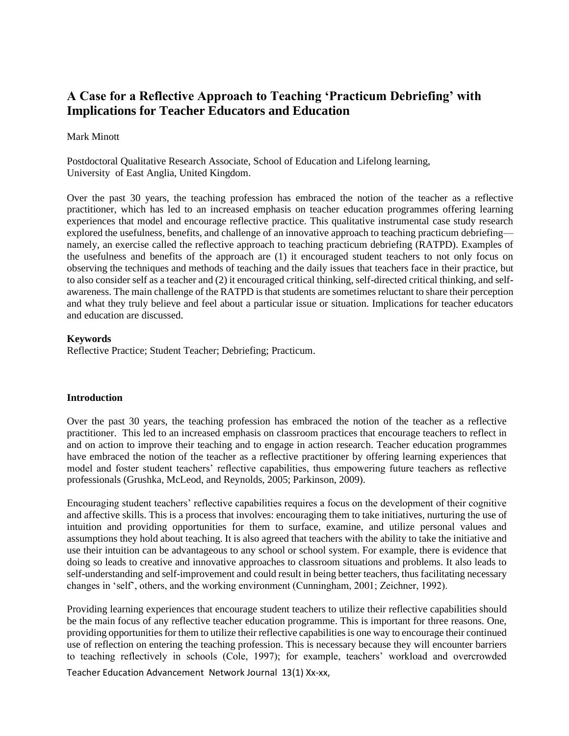# A Case for a Reflective Approach to Teaching 'Practicum Debriefing' with Implications for Teacher Educators and Education

Mark Minott

Postdoctoral Qualitative Research Associate, School of Education and Lifelong learning, University of East Anglia, United Kingdom.

Over the past 30 years, the teaching profession has embraced the notion of the teacher as a reflective practitioner, which has led to an increased emphasis on teacher education programmes offering learning experiences that model and encourage reflective practice. This qualitative instrumental case study research explored the usefulness, benefits, and challenge of an innovative approach to teaching practicum debriefing—namely, an exercise called the reflective approach to teaching practicum debriefing (RATPD). Examples of the usefulness and benefits of the approach are (1) it encouraged student teachers to not only focus on observing the techniques and methods of teaching and the daily issues that teachers face in their practice, but to also consider self as a teacher and (2) it encouraged critical thinking, self-directed critical thinking, and self-awareness. The main challenge of the RATPD is that students are sometimes reluctant to share their perception and what they truly believe and feel about a particular issue or situation. Implications for teacher educators and education are discussed.

**Keywords**

Reflective Practice; Student Teacher; Debriefing; Practicum.

## Introduction

Over the past 30 years, the teaching profession has embraced the notion of the teacher as a reflective practitioner. This led to an increased emphasis on classroom practices that encourage teachers to reflect in and on action to improve their teaching and to engage in action research. Teacher education programmes have embraced the notion of the teacher as a reflective practitioner by offering learning experiences that model and foster student teachers' reflective capabilities, thus empowering future teachers as reflective professionals (Grushka, McLeod, and Reynolds, 2005; Parkinson, 2009).

Encouraging student teachers' reflective capabilities requires a focus on the development of their cognitive and affective skills. This is a process that involves: encouraging them to take initiatives, nurturing the use of intuition and providing opportunities for them to surface, examine, and utilize personal values and assumptions they hold about teaching. It is also agreed that teachers with the ability to take the initiative and use their intuition can be advantageous to any school or school system. For example, there is evidence that doing so leads to creative and innovative approaches to classroom situations and problems. It also leads to self-understanding and self-improvement and could result in being better teachers, thus facilitating necessary changes in 'self', others, and the working environment (Cunningham, 2001; Zeichner, 1992).

Providing learning experiences that encourage student teachers to utilize their reflective capabilities should be the main focus of any reflective teacher education programme. This is important for three reasons. One, providing opportunities for them to utilize their reflective capabilities is one way to encourage their continued use of reflection on entering the teaching profession. This is necessary because they will encounter barriers to teaching reflectively in schools (Cole, 1997); for example, teachers' workload and overcrowded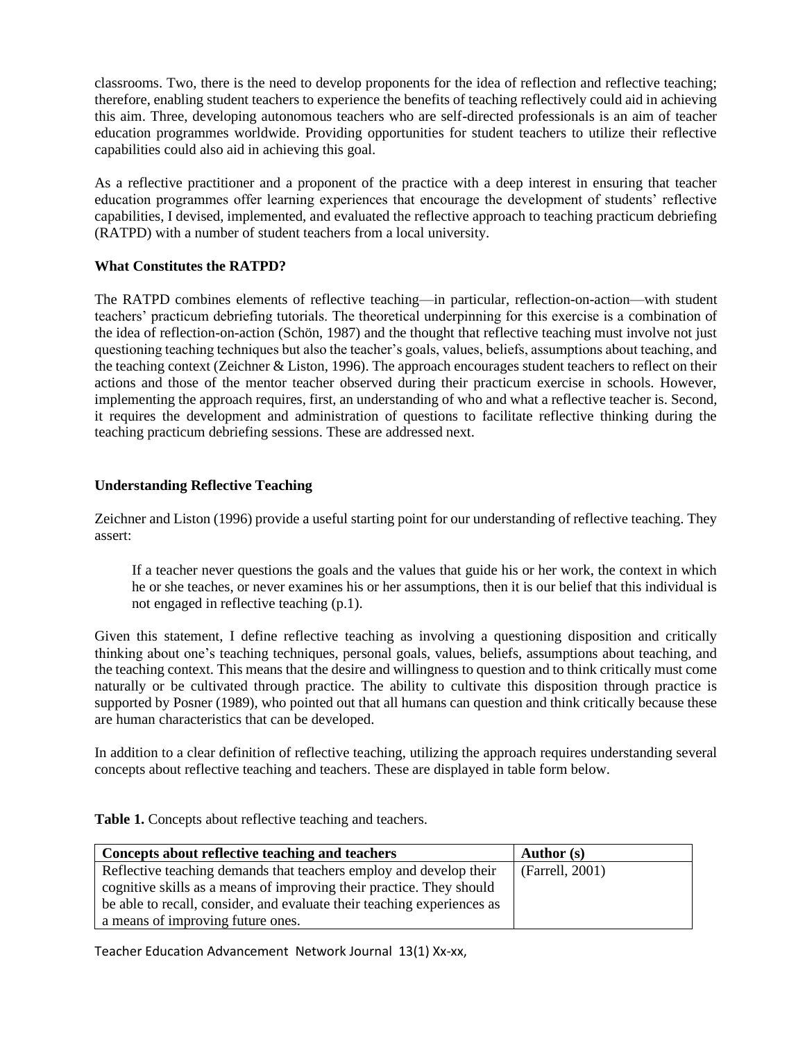classrooms. Two, there is the need to develop proponents for the idea of reflection and reflective teaching; therefore, enabling student teachers to experience the benefits of teaching reflectively could aid in achieving this aim. Three, developing autonomous teachers who are self-directed professionals is an aim of teacher education programmes worldwide. Providing opportunities for student teachers to utilize their reflective capabilities could also aid in achieving this goal.

As a reflective practitioner and a proponent of the practice with a deep interest in ensuring that teacher education programmes offer learning experiences that encourage the development of students' reflective capabilities, I devised, implemented, and evaluated the reflective approach to teaching practicum debriefing (RATPD) with a number of student teachers from a local university.

**What Constitutes the RATPD?**

The RATPD combines elements of reflective teaching—in particular, reflection-on-action—with student teachers' practicum debriefing tutorials. The theoretical underpinning for this exercise is a combination of the idea of reflection-on-action (Schön, 1987) and the thought that reflective teaching must involve not just questioning teaching techniques but also the teacher's goals, values, beliefs, assumptions about teaching, and the teaching context (Zeichner & Liston, 1996). The approach encourages student teachers to reflect on their actions and those of the mentor teacher observed during their practicum exercise in schools. However, implementing the approach requires, first, an understanding of who and what a reflective teacher is. Second, it requires the development and administration of questions to facilitate reflective thinking during the teaching practicum debriefing sessions. These are addressed next.

**Understanding Reflective Teaching**

Zeichner and Liston (1996) provide a useful starting point for our understanding of reflective teaching. They assert:

> If a teacher never questions the goals and the values that guide his or her work, the context in which he or she teaches, or never examines his or her assumptions, then it is our belief that this individual is not engaged in reflective teaching (p.1).

Given this statement, I define reflective teaching as involving a questioning disposition and critically thinking about one's teaching techniques, personal goals, values, beliefs, assumptions about teaching, and the teaching context. This means that the desire and willingness to question and to think critically must come naturally or be cultivated through practice. The ability to cultivate this disposition through practice is supported by Posner (1989), who pointed out that all humans can question and think critically because these are human characteristics that can be developed.

In addition to a clear definition of reflective teaching, utilizing the approach requires understanding several concepts about reflective teaching and teachers. These are displayed in table form below.

**Table 1.** Concepts about reflective teaching and teachers.

| Concepts about reflective teaching and teachers | Author (s) |
| --- | --- |
| Reflective teaching demands that teachers employ and develop their cognitive skills as a means of improving their practice. They should be able to recall, consider, and evaluate their teaching experiences as a means of improving future ones. | (Farrell, 2001) |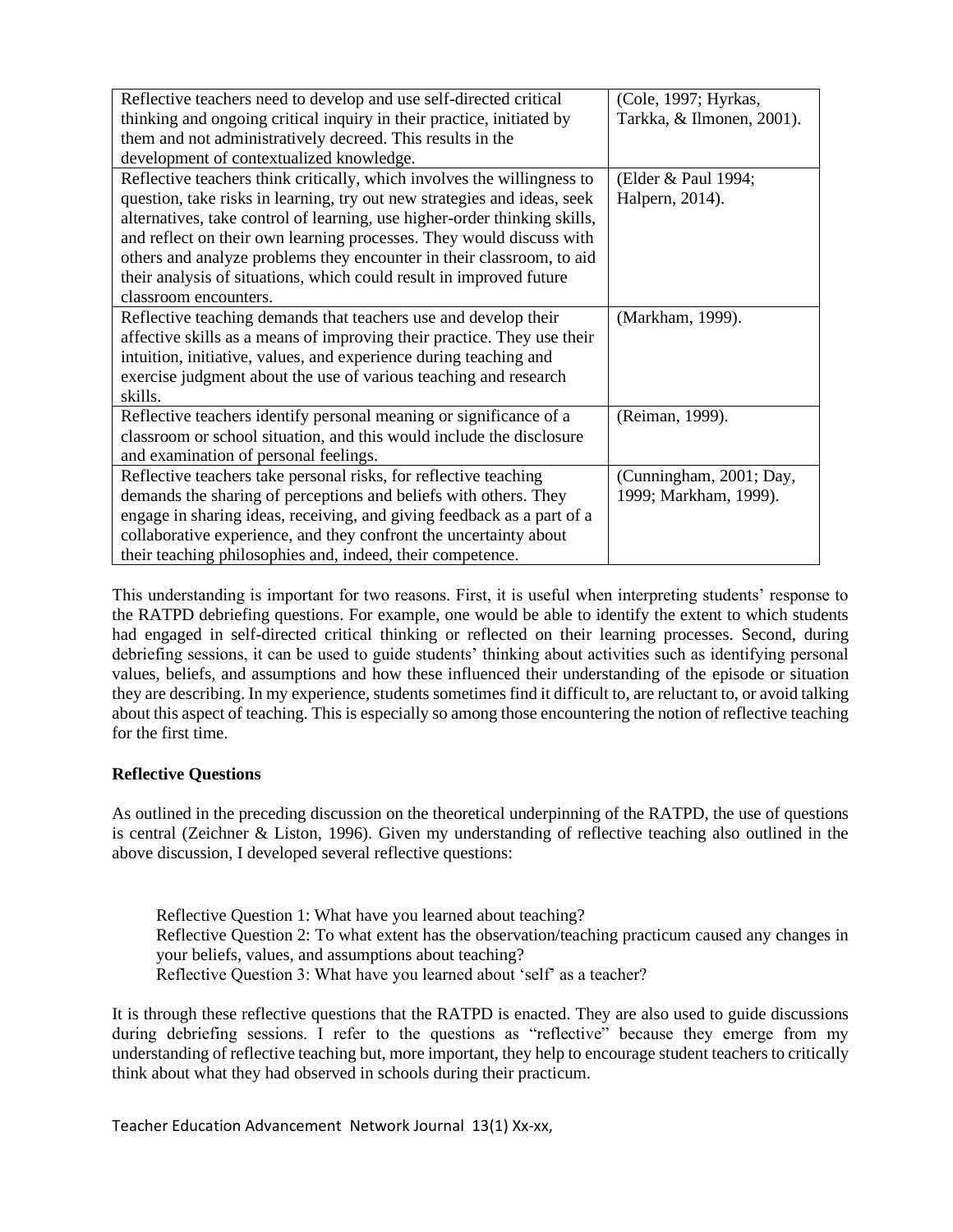| | |
|---|---|
| Reflective teachers need to develop and use self-directed critical thinking and ongoing critical inquiry in their practice, initiated by them and not administratively decreed. This results in the development of contextualized knowledge. | (Cole, 1997; Hyrkas, Tarkka, & Ilmonen, 2001). |
| Reflective teachers think critically, which involves the willingness to question, take risks in learning, try out new strategies and ideas, seek alternatives, take control of learning, use higher-order thinking skills, and reflect on their own learning processes. They would discuss with others and analyze problems they encounter in their classroom, to aid their analysis of situations, which could result in improved future classroom encounters. | (Elder & Paul 1994; Halpern, 2014). |
| Reflective teaching demands that teachers use and develop their affective skills as a means of improving their practice. They use their intuition, initiative, values, and experience during teaching and exercise judgment about the use of various teaching and research skills. | (Markham, 1999). |
| Reflective teachers identify personal meaning or significance of a classroom or school situation, and this would include the disclosure and examination of personal feelings. | (Reiman, 1999). |
| Reflective teachers take personal risks, for reflective teaching demands the sharing of perceptions and beliefs with others. They engage in sharing ideas, receiving, and giving feedback as a part of a collaborative experience, and they confront the uncertainty about their teaching philosophies and, indeed, their competence. | (Cunningham, 2001; Day, 1999; Markham, 1999). |

This understanding is important for two reasons. First, it is useful when interpreting students' response to the RATPD debriefing questions. For example, one would be able to identify the extent to which students had engaged in self-directed critical thinking or reflected on their learning processes. Second, during debriefing sessions, it can be used to guide students' thinking about activities such as identifying personal values, beliefs, and assumptions and how these influenced their understanding of the episode or situation they are describing. In my experience, students sometimes find it difficult to, are reluctant to, or avoid talking about this aspect of teaching. This is especially so among those encountering the notion of reflective teaching for the first time.

**Reflective Questions**

As outlined in the preceding discussion on the theoretical underpinning of the RATPD, the use of questions is central (Zeichner & Liston, 1996). Given my understanding of reflective teaching also outlined in the above discussion, I developed several reflective questions:

> Reflective Question 1: What have you learned about teaching?
> Reflective Question 2: To what extent has the observation/teaching practicum caused any changes in your beliefs, values, and assumptions about teaching?
> Reflective Question 3: What have you learned about 'self' as a teacher?

It is through these reflective questions that the RATPD is enacted. They are also used to guide discussions during debriefing sessions. I refer to the questions as "reflective" because they emerge from my understanding of reflective teaching but, more important, they help to encourage student teachers to critically think about what they had observed in schools during their practicum.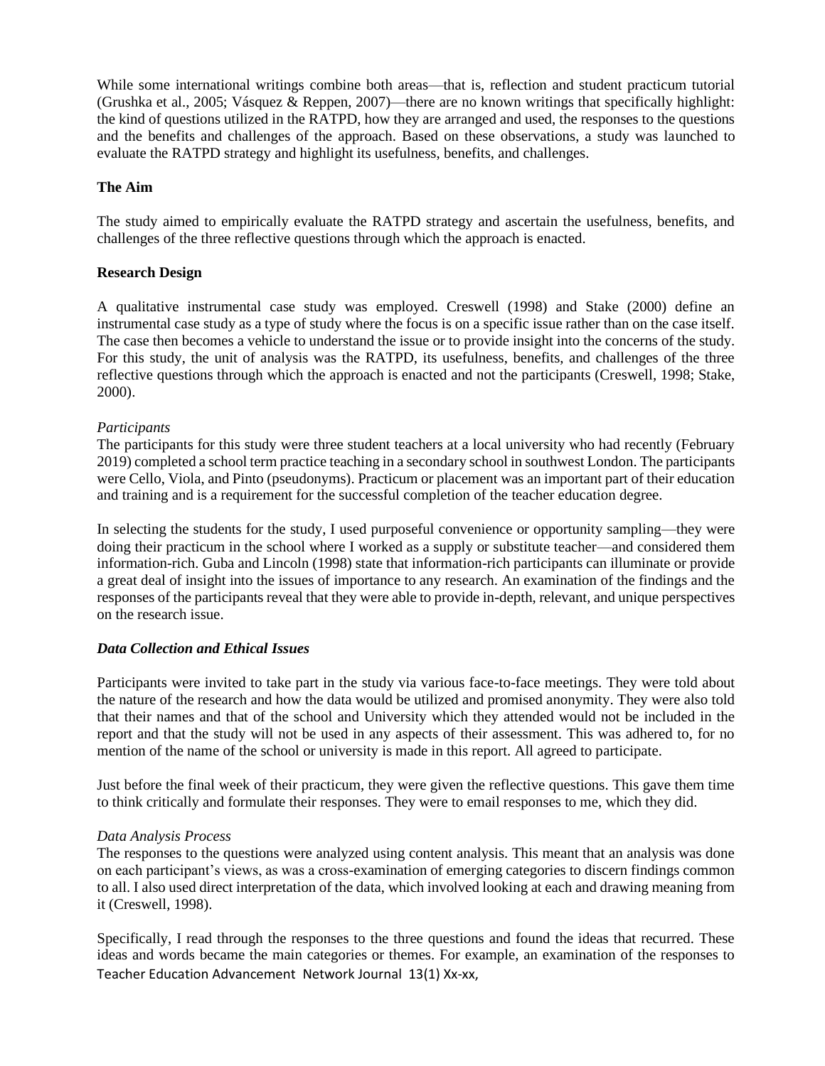While some international writings combine both areas—that is, reflection and student practicum tutorial (Grushka et al., 2005; Vásquez & Reppen, 2007)—there are no known writings that specifically highlight: the kind of questions utilized in the RATPD, how they are arranged and used, the responses to the questions and the benefits and challenges of the approach. Based on these observations, a study was launched to evaluate the RATPD strategy and highlight its usefulness, benefits, and challenges.

**The Aim**

The study aimed to empirically evaluate the RATPD strategy and ascertain the usefulness, benefits, and challenges of the three reflective questions through which the approach is enacted.

**Research Design**

A qualitative instrumental case study was employed. Creswell (1998) and Stake (2000) define an instrumental case study as a type of study where the focus is on a specific issue rather than on the case itself. The case then becomes a vehicle to understand the issue or to provide insight into the concerns of the study. For this study, the unit of analysis was the RATPD, its usefulness, benefits, and challenges of the three reflective questions through which the approach is enacted and not the participants (Creswell, 1998; Stake, 2000).

*Participants*

The participants for this study were three student teachers at a local university who had recently (February 2019) completed a school term practice teaching in a secondary school in southwest London. The participants were Cello, Viola, and Pinto (pseudonyms). Practicum or placement was an important part of their education and training and is a requirement for the successful completion of the teacher education degree.

In selecting the students for the study, I used purposeful convenience or opportunity sampling—they were doing their practicum in the school where I worked as a supply or substitute teacher—and considered them information-rich. Guba and Lincoln (1998) state that information-rich participants can illuminate or provide a great deal of insight into the issues of importance to any research. An examination of the findings and the responses of the participants reveal that they were able to provide in-depth, relevant, and unique perspectives on the research issue.

***Data Collection and Ethical Issues***

Participants were invited to take part in the study via various face-to-face meetings. They were told about the nature of the research and how the data would be utilized and promised anonymity. They were also told that their names and that of the school and University which they attended would not be included in the report and that the study will not be used in any aspects of their assessment. This was adhered to, for no mention of the name of the school or university is made in this report. All agreed to participate.

Just before the final week of their practicum, they were given the reflective questions. This gave them time to think critically and formulate their responses. They were to email responses to me, which they did.

*Data Analysis Process*

The responses to the questions were analyzed using content analysis. This meant that an analysis was done on each participant's views, as was a cross-examination of emerging categories to discern findings common to all. I also used direct interpretation of the data, which involved looking at each and drawing meaning from it (Creswell, 1998).

Specifically, I read through the responses to the three questions and found the ideas that recurred. These ideas and words became the main categories or themes. For example, an examination of the responses to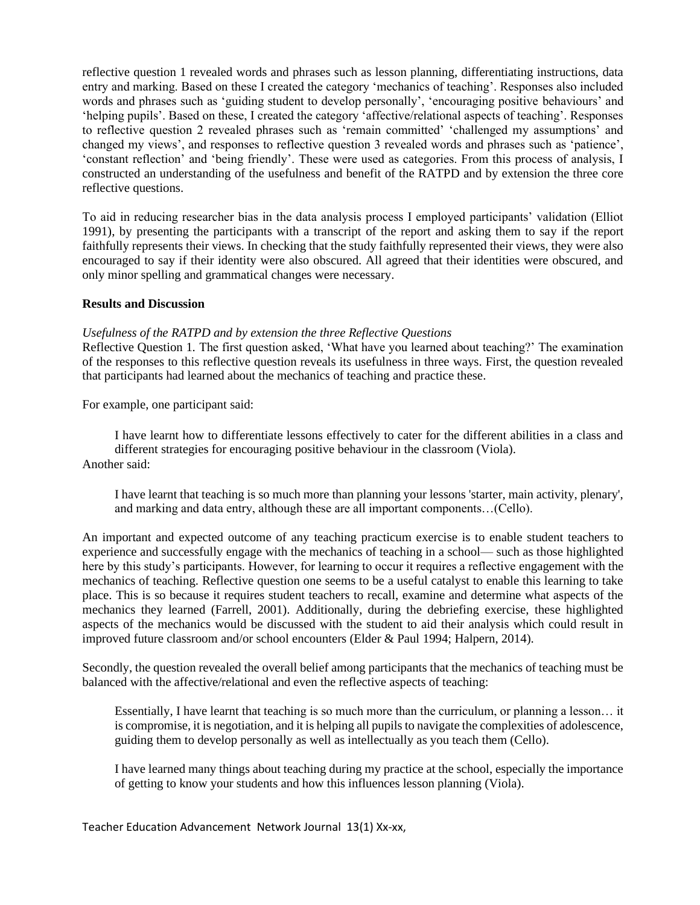reflective question 1 revealed words and phrases such as lesson planning, differentiating instructions, data entry and marking. Based on these I created the category 'mechanics of teaching'. Responses also included words and phrases such as 'guiding student to develop personally', 'encouraging positive behaviours' and 'helping pupils'. Based on these, I created the category 'affective/relational aspects of teaching'. Responses to reflective question 2 revealed phrases such as 'remain committed' 'challenged my assumptions' and changed my views', and responses to reflective question 3 revealed words and phrases such as 'patience', 'constant reflection' and 'being friendly'. These were used as categories. From this process of analysis, I constructed an understanding of the usefulness and benefit of the RATPD and by extension the three core reflective questions.

To aid in reducing researcher bias in the data analysis process I employed participants' validation (Elliot 1991), by presenting the participants with a transcript of the report and asking them to say if the report faithfully represents their views. In checking that the study faithfully represented their views, they were also encouraged to say if their identity were also obscured. All agreed that their identities were obscured, and only minor spelling and grammatical changes were necessary.

**Results and Discussion**

*Usefulness of the RATPD and by extension the three Reflective Questions*

Reflective Question 1. The first question asked, 'What have you learned about teaching?' The examination of the responses to this reflective question reveals its usefulness in three ways. First, the question revealed that participants had learned about the mechanics of teaching and practice these.

For example, one participant said:

> I have learnt how to differentiate lessons effectively to cater for the different abilities in a class and different strategies for encouraging positive behaviour in the classroom (Viola).

Another said:

> I have learnt that teaching is so much more than planning your lessons 'starter, main activity, plenary', and marking and data entry, although these are all important components…(Cello).

An important and expected outcome of any teaching practicum exercise is to enable student teachers to experience and successfully engage with the mechanics of teaching in a school— such as those highlighted here by this study's participants. However, for learning to occur it requires a reflective engagement with the mechanics of teaching. Reflective question one seems to be a useful catalyst to enable this learning to take place. This is so because it requires student teachers to recall, examine and determine what aspects of the mechanics they learned (Farrell, 2001). Additionally, during the debriefing exercise, these highlighted aspects of the mechanics would be discussed with the student to aid their analysis which could result in improved future classroom and/or school encounters (Elder & Paul 1994; Halpern, 2014).

Secondly, the question revealed the overall belief among participants that the mechanics of teaching must be balanced with the affective/relational and even the reflective aspects of teaching:

> Essentially, I have learnt that teaching is so much more than the curriculum, or planning a lesson… it is compromise, it is negotiation, and it is helping all pupils to navigate the complexities of adolescence, guiding them to develop personally as well as intellectually as you teach them (Cello).

> I have learned many things about teaching during my practice at the school, especially the importance of getting to know your students and how this influences lesson planning (Viola).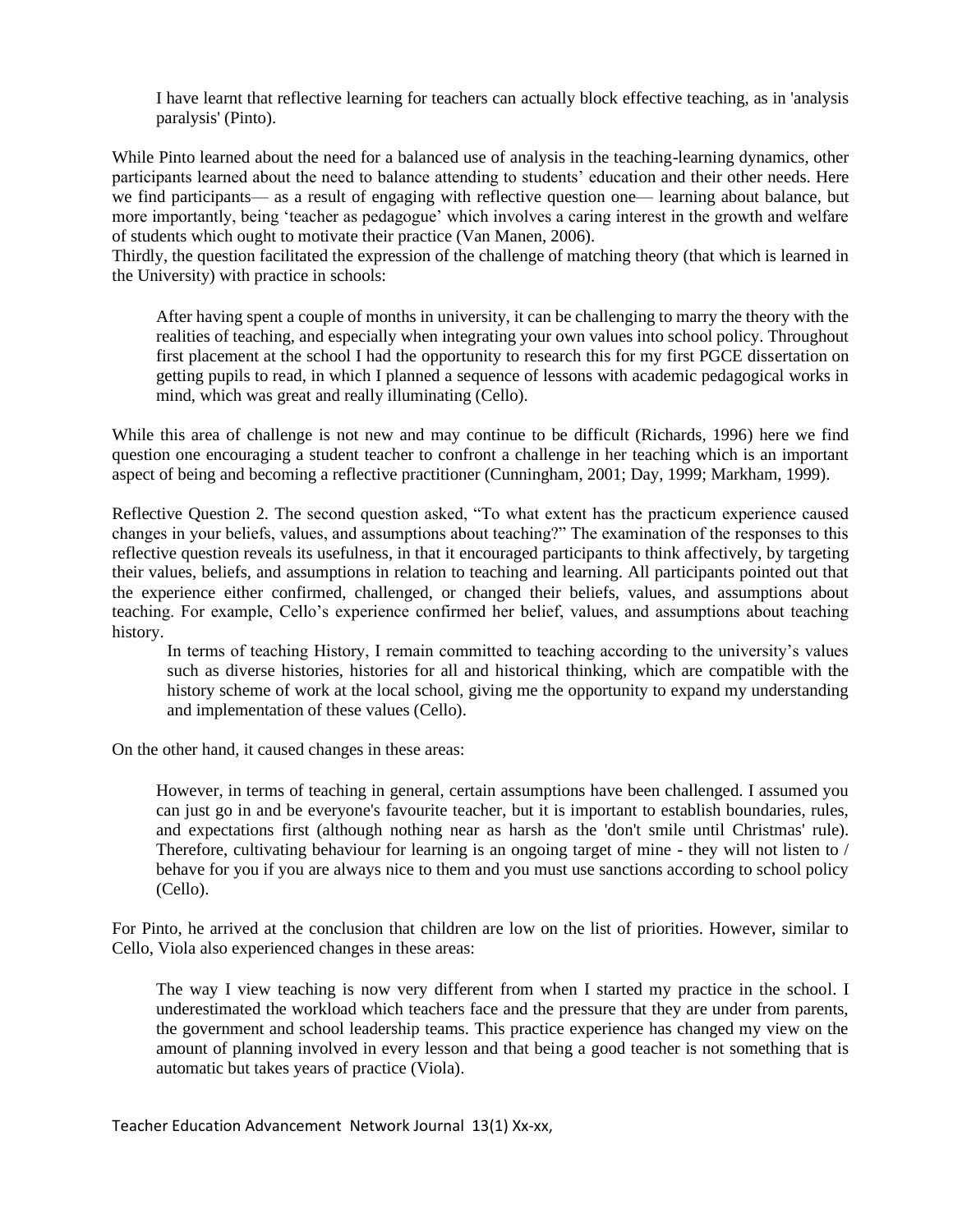> I have learnt that reflective learning for teachers can actually block effective teaching, as in 'analysis paralysis' (Pinto).

While Pinto learned about the need for a balanced use of analysis in the teaching-learning dynamics, other participants learned about the need to balance attending to students' education and their other needs. Here we find participants— as a result of engaging with reflective question one— learning about balance, but more importantly, being 'teacher as pedagogue' which involves a caring interest in the growth and welfare of students which ought to motivate their practice (Van Manen, 2006).

Thirdly, the question facilitated the expression of the challenge of matching theory (that which is learned in the University) with practice in schools:

> After having spent a couple of months in university, it can be challenging to marry the theory with the realities of teaching, and especially when integrating your own values into school policy. Throughout first placement at the school I had the opportunity to research this for my first PGCE dissertation on getting pupils to read, in which I planned a sequence of lessons with academic pedagogical works in mind, which was great and really illuminating (Cello).

While this area of challenge is not new and may continue to be difficult (Richards, 1996) here we find question one encouraging a student teacher to confront a challenge in her teaching which is an important aspect of being and becoming a reflective practitioner (Cunningham, 2001; Day, 1999; Markham, 1999).

Reflective Question 2. The second question asked, "To what extent has the practicum experience caused changes in your beliefs, values, and assumptions about teaching?" The examination of the responses to this reflective question reveals its usefulness, in that it encouraged participants to think affectively, by targeting their values, beliefs, and assumptions in relation to teaching and learning. All participants pointed out that the experience either confirmed, challenged, or changed their beliefs, values, and assumptions about teaching. For example, Cello's experience confirmed her belief, values, and assumptions about teaching history.

> In terms of teaching History, I remain committed to teaching according to the university's values such as diverse histories, histories for all and historical thinking, which are compatible with the history scheme of work at the local school, giving me the opportunity to expand my understanding and implementation of these values (Cello).

On the other hand, it caused changes in these areas:

> However, in terms of teaching in general, certain assumptions have been challenged. I assumed you can just go in and be everyone's favourite teacher, but it is important to establish boundaries, rules, and expectations first (although nothing near as harsh as the 'don't smile until Christmas' rule). Therefore, cultivating behaviour for learning is an ongoing target of mine - they will not listen to / behave for you if you are always nice to them and you must use sanctions according to school policy (Cello).

For Pinto, he arrived at the conclusion that children are low on the list of priorities. However, similar to Cello, Viola also experienced changes in these areas:

> The way I view teaching is now very different from when I started my practice in the school. I underestimated the workload which teachers face and the pressure that they are under from parents, the government and school leadership teams. This practice experience has changed my view on the amount of planning involved in every lesson and that being a good teacher is not something that is automatic but takes years of practice (Viola).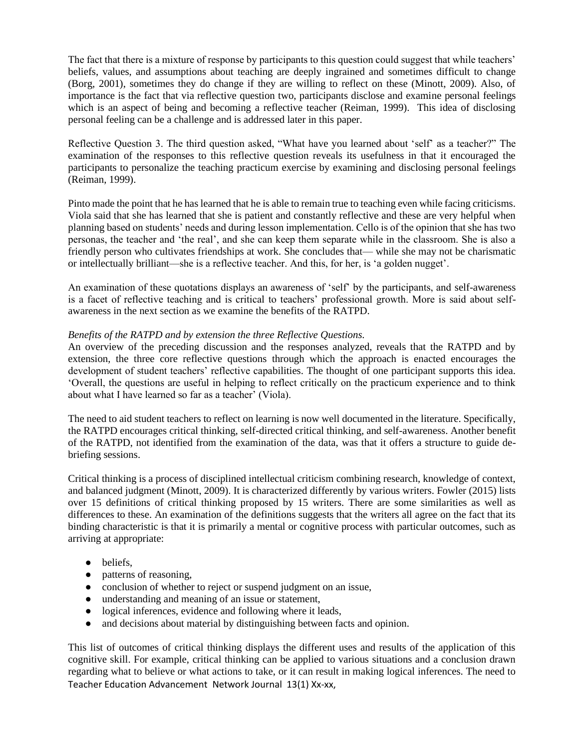The fact that there is a mixture of response by participants to this question could suggest that while teachers' beliefs, values, and assumptions about teaching are deeply ingrained and sometimes difficult to change (Borg, 2001), sometimes they do change if they are willing to reflect on these (Minott, 2009). Also, of importance is the fact that via reflective question two, participants disclose and examine personal feelings which is an aspect of being and becoming a reflective teacher (Reiman, 1999). This idea of disclosing personal feeling can be a challenge and is addressed later in this paper.

Reflective Question 3. The third question asked, "What have you learned about 'self' as a teacher?" The examination of the responses to this reflective question reveals its usefulness in that it encouraged the participants to personalize the teaching practicum exercise by examining and disclosing personal feelings (Reiman, 1999).

Pinto made the point that he has learned that he is able to remain true to teaching even while facing criticisms. Viola said that she has learned that she is patient and constantly reflective and these are very helpful when planning based on students' needs and during lesson implementation. Cello is of the opinion that she has two personas, the teacher and 'the real', and she can keep them separate while in the classroom. She is also a friendly person who cultivates friendships at work. She concludes that— while she may not be charismatic or intellectually brilliant—she is a reflective teacher. And this, for her, is 'a golden nugget'.

An examination of these quotations displays an awareness of 'self' by the participants, and self-awareness is a facet of reflective teaching and is critical to teachers' professional growth. More is said about self-awareness in the next section as we examine the benefits of the RATPD.

*Benefits of the RATPD and by extension the three Reflective Questions.*

An overview of the preceding discussion and the responses analyzed, reveals that the RATPD and by extension, the three core reflective questions through which the approach is enacted encourages the development of student teachers' reflective capabilities. The thought of one participant supports this idea. 'Overall, the questions are useful in helping to reflect critically on the practicum experience and to think about what I have learned so far as a teacher' (Viola).

The need to aid student teachers to reflect on learning is now well documented in the literature. Specifically, the RATPD encourages critical thinking, self-directed critical thinking, and self-awareness. Another benefit of the RATPD, not identified from the examination of the data, was that it offers a structure to guide de-briefing sessions.

Critical thinking is a process of disciplined intellectual criticism combining research, knowledge of context, and balanced judgment (Minott, 2009). It is characterized differently by various writers. Fowler (2015) lists over 15 definitions of critical thinking proposed by 15 writers. There are some similarities as well as differences to these. An examination of the definitions suggests that the writers all agree on the fact that its binding characteristic is that it is primarily a mental or cognitive process with particular outcomes, such as arriving at appropriate:

- beliefs,
- patterns of reasoning,
- conclusion of whether to reject or suspend judgment on an issue,
- understanding and meaning of an issue or statement,
- logical inferences, evidence and following where it leads,
- and decisions about material by distinguishing between facts and opinion.

This list of outcomes of critical thinking displays the different uses and results of the application of this cognitive skill. For example, critical thinking can be applied to various situations and a conclusion drawn regarding what to believe or what actions to take, or it can result in making logical inferences. The need to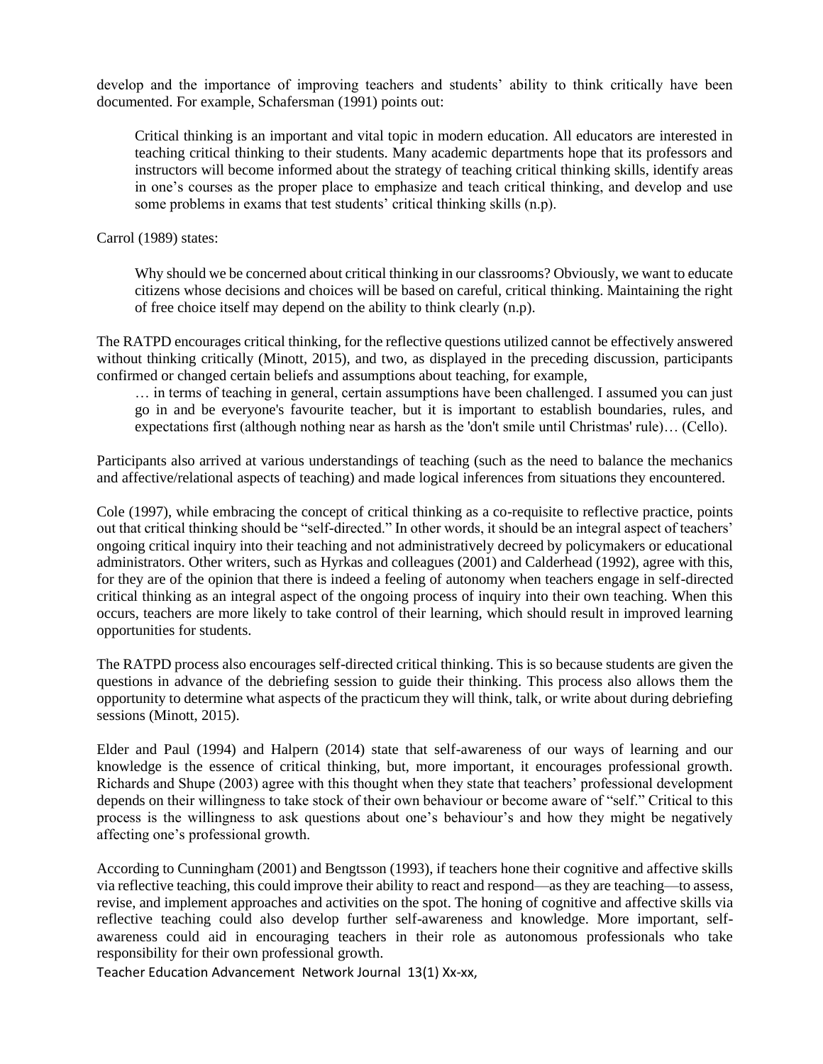develop and the importance of improving teachers and students' ability to think critically have been documented. For example, Schafersman (1991) points out:

> Critical thinking is an important and vital topic in modern education. All educators are interested in teaching critical thinking to their students. Many academic departments hope that its professors and instructors will become informed about the strategy of teaching critical thinking skills, identify areas in one's courses as the proper place to emphasize and teach critical thinking, and develop and use some problems in exams that test students' critical thinking skills (n.p).

Carrol (1989) states:

> Why should we be concerned about critical thinking in our classrooms? Obviously, we want to educate citizens whose decisions and choices will be based on careful, critical thinking. Maintaining the right of free choice itself may depend on the ability to think clearly (n.p).

The RATPD encourages critical thinking, for the reflective questions utilized cannot be effectively answered without thinking critically (Minott, 2015), and two, as displayed in the preceding discussion, participants confirmed or changed certain beliefs and assumptions about teaching, for example,

> … in terms of teaching in general, certain assumptions have been challenged. I assumed you can just go in and be everyone's favourite teacher, but it is important to establish boundaries, rules, and expectations first (although nothing near as harsh as the 'don't smile until Christmas' rule)… (Cello).

Participants also arrived at various understandings of teaching (such as the need to balance the mechanics and affective/relational aspects of teaching) and made logical inferences from situations they encountered.

Cole (1997), while embracing the concept of critical thinking as a co-requisite to reflective practice, points out that critical thinking should be "self-directed." In other words, it should be an integral aspect of teachers' ongoing critical inquiry into their teaching and not administratively decreed by policymakers or educational administrators. Other writers, such as Hyrkas and colleagues (2001) and Calderhead (1992), agree with this, for they are of the opinion that there is indeed a feeling of autonomy when teachers engage in self-directed critical thinking as an integral aspect of the ongoing process of inquiry into their own teaching. When this occurs, teachers are more likely to take control of their learning, which should result in improved learning opportunities for students.

The RATPD process also encourages self-directed critical thinking. This is so because students are given the questions in advance of the debriefing session to guide their thinking. This process also allows them the opportunity to determine what aspects of the practicum they will think, talk, or write about during debriefing sessions (Minott, 2015).

Elder and Paul (1994) and Halpern (2014) state that self-awareness of our ways of learning and our knowledge is the essence of critical thinking, but, more important, it encourages professional growth. Richards and Shupe (2003) agree with this thought when they state that teachers' professional development depends on their willingness to take stock of their own behaviour or become aware of "self." Critical to this process is the willingness to ask questions about one's behaviour's and how they might be negatively affecting one's professional growth.

According to Cunningham (2001) and Bengtsson (1993), if teachers hone their cognitive and affective skills via reflective teaching, this could improve their ability to react and respond—as they are teaching—to assess, revise, and implement approaches and activities on the spot. The honing of cognitive and affective skills via reflective teaching could also develop further self-awareness and knowledge. More important, self-awareness could aid in encouraging teachers in their role as autonomous professionals who take responsibility for their own professional growth.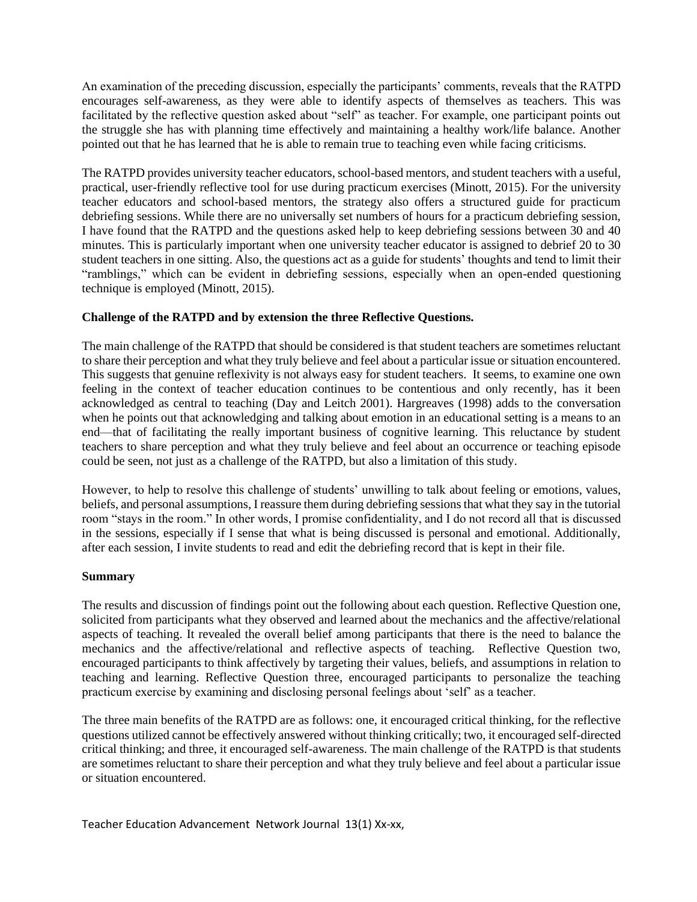An examination of the preceding discussion, especially the participants' comments, reveals that the RATPD encourages self-awareness, as they were able to identify aspects of themselves as teachers. This was facilitated by the reflective question asked about "self" as teacher. For example, one participant points out the struggle she has with planning time effectively and maintaining a healthy work/life balance. Another pointed out that he has learned that he is able to remain true to teaching even while facing criticisms.

The RATPD provides university teacher educators, school-based mentors, and student teachers with a useful, practical, user-friendly reflective tool for use during practicum exercises (Minott, 2015). For the university teacher educators and school-based mentors, the strategy also offers a structured guide for practicum debriefing sessions. While there are no universally set numbers of hours for a practicum debriefing session, I have found that the RATPD and the questions asked help to keep debriefing sessions between 30 and 40 minutes. This is particularly important when one university teacher educator is assigned to debrief 20 to 30 student teachers in one sitting. Also, the questions act as a guide for students' thoughts and tend to limit their "ramblings," which can be evident in debriefing sessions, especially when an open-ended questioning technique is employed (Minott, 2015).

**Challenge of the RATPD and by extension the three Reflective Questions.**

The main challenge of the RATPD that should be considered is that student teachers are sometimes reluctant to share their perception and what they truly believe and feel about a particular issue or situation encountered. This suggests that genuine reflexivity is not always easy for student teachers. It seems, to examine one own feeling in the context of teacher education continues to be contentious and only recently, has it been acknowledged as central to teaching (Day and Leitch 2001). Hargreaves (1998) adds to the conversation when he points out that acknowledging and talking about emotion in an educational setting is a means to an end—that of facilitating the really important business of cognitive learning. This reluctance by student teachers to share perception and what they truly believe and feel about an occurrence or teaching episode could be seen, not just as a challenge of the RATPD, but also a limitation of this study.

However, to help to resolve this challenge of students' unwilling to talk about feeling or emotions, values, beliefs, and personal assumptions, I reassure them during debriefing sessions that what they say in the tutorial room "stays in the room." In other words, I promise confidentiality, and I do not record all that is discussed in the sessions, especially if I sense that what is being discussed is personal and emotional. Additionally, after each session, I invite students to read and edit the debriefing record that is kept in their file.

**Summary**

The results and discussion of findings point out the following about each question. Reflective Question one, solicited from participants what they observed and learned about the mechanics and the affective/relational aspects of teaching. It revealed the overall belief among participants that there is the need to balance the mechanics and the affective/relational and reflective aspects of teaching. Reflective Question two, encouraged participants to think affectively by targeting their values, beliefs, and assumptions in relation to teaching and learning. Reflective Question three, encouraged participants to personalize the teaching practicum exercise by examining and disclosing personal feelings about 'self' as a teacher.

The three main benefits of the RATPD are as follows: one, it encouraged critical thinking, for the reflective questions utilized cannot be effectively answered without thinking critically; two, it encouraged self-directed critical thinking; and three, it encouraged self-awareness. The main challenge of the RATPD is that students are sometimes reluctant to share their perception and what they truly believe and feel about a particular issue or situation encountered.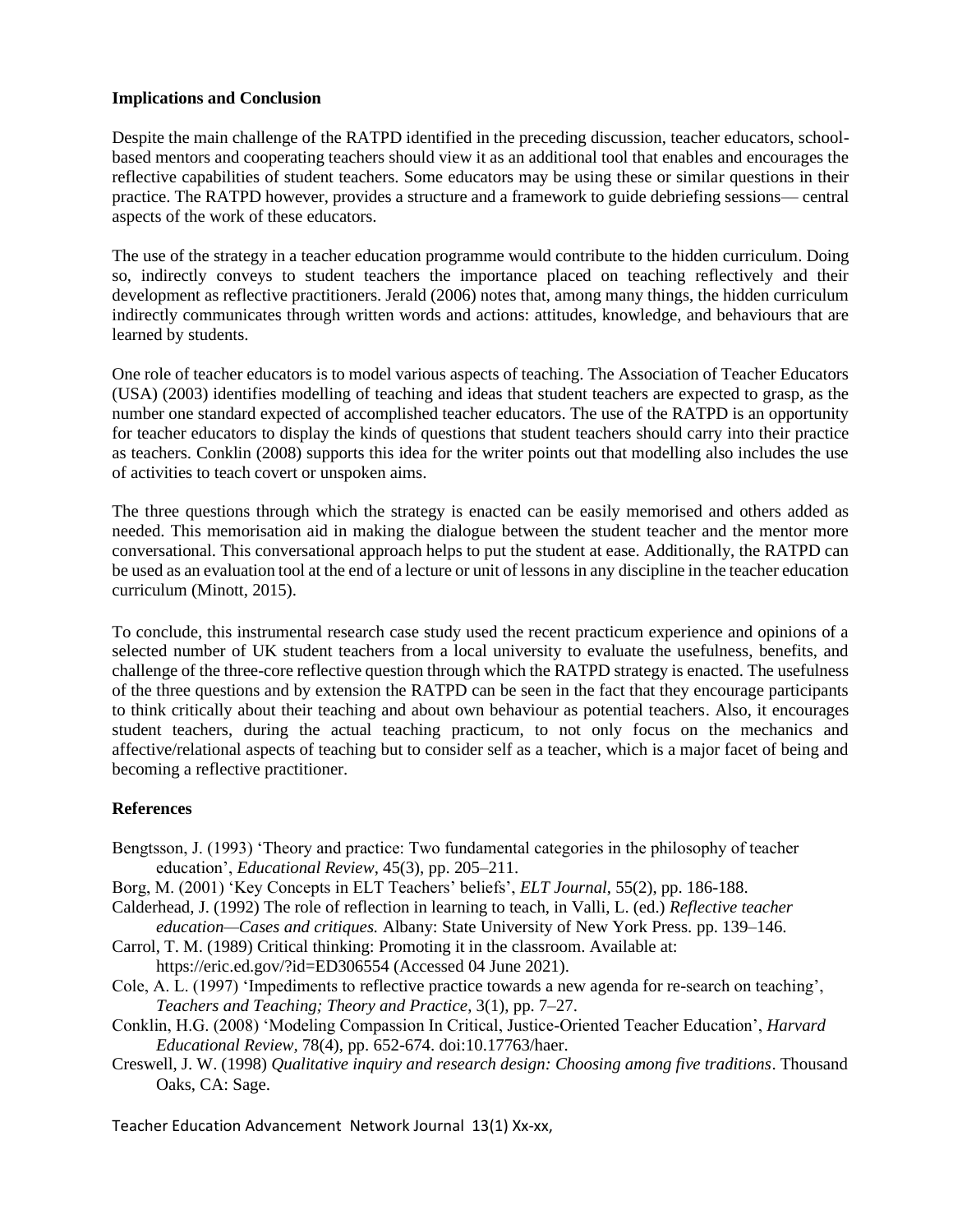**Implications and Conclusion**

Despite the main challenge of the RATPD identified in the preceding discussion, teacher educators, school-based mentors and cooperating teachers should view it as an additional tool that enables and encourages the reflective capabilities of student teachers. Some educators may be using these or similar questions in their practice. The RATPD however, provides a structure and a framework to guide debriefing sessions— central aspects of the work of these educators.

The use of the strategy in a teacher education programme would contribute to the hidden curriculum. Doing so, indirectly conveys to student teachers the importance placed on teaching reflectively and their development as reflective practitioners. Jerald (2006) notes that, among many things, the hidden curriculum indirectly communicates through written words and actions: attitudes, knowledge, and behaviours that are learned by students.

One role of teacher educators is to model various aspects of teaching. The Association of Teacher Educators (USA) (2003) identifies modelling of teaching and ideas that student teachers are expected to grasp, as the number one standard expected of accomplished teacher educators. The use of the RATPD is an opportunity for teacher educators to display the kinds of questions that student teachers should carry into their practice as teachers. Conklin (2008) supports this idea for the writer points out that modelling also includes the use of activities to teach covert or unspoken aims.

The three questions through which the strategy is enacted can be easily memorised and others added as needed. This memorisation aid in making the dialogue between the student teacher and the mentor more conversational. This conversational approach helps to put the student at ease. Additionally, the RATPD can be used as an evaluation tool at the end of a lecture or unit of lessons in any discipline in the teacher education curriculum (Minott, 2015).

To conclude, this instrumental research case study used the recent practicum experience and opinions of a selected number of UK student teachers from a local university to evaluate the usefulness, benefits, and challenge of the three-core reflective question through which the RATPD strategy is enacted. The usefulness of the three questions and by extension the RATPD can be seen in the fact that they encourage participants to think critically about their teaching and about own behaviour as potential teachers. Also, it encourages student teachers, during the actual teaching practicum, to not only focus on the mechanics and affective/relational aspects of teaching but to consider self as a teacher, which is a major facet of being and becoming a reflective practitioner.

**References**

Bengtsson, J. (1993) 'Theory and practice: Two fundamental categories in the philosophy of teacher education', *Educational Review*, 45(3), pp. 205–211.

Borg, M. (2001) 'Key Concepts in ELT Teachers' beliefs', *ELT Journal*, 55(2), pp. 186-188.

Calderhead, J. (1992) The role of reflection in learning to teach, in Valli, L. (ed.) *Reflective teacher education—Cases and critiques.* Albany: State University of New York Press. pp. 139–146.

Carrol, T. M. (1989) Critical thinking: Promoting it in the classroom. Available at: https://eric.ed.gov/?id=ED306554 (Accessed 04 June 2021).

Cole, A. L. (1997) 'Impediments to reflective practice towards a new agenda for re-search on teaching', *Teachers and Teaching; Theory and Practice*, 3(1), pp. 7–27.

Conklin, H.G. (2008) 'Modeling Compassion In Critical, Justice-Oriented Teacher Education', *Harvard Educational Review,* 78(4), pp. 652-674. doi:10.17763/haer.

Creswell, J. W. (1998) *Qualitative inquiry and research design: Choosing among five traditions*. Thousand Oaks, CA: Sage.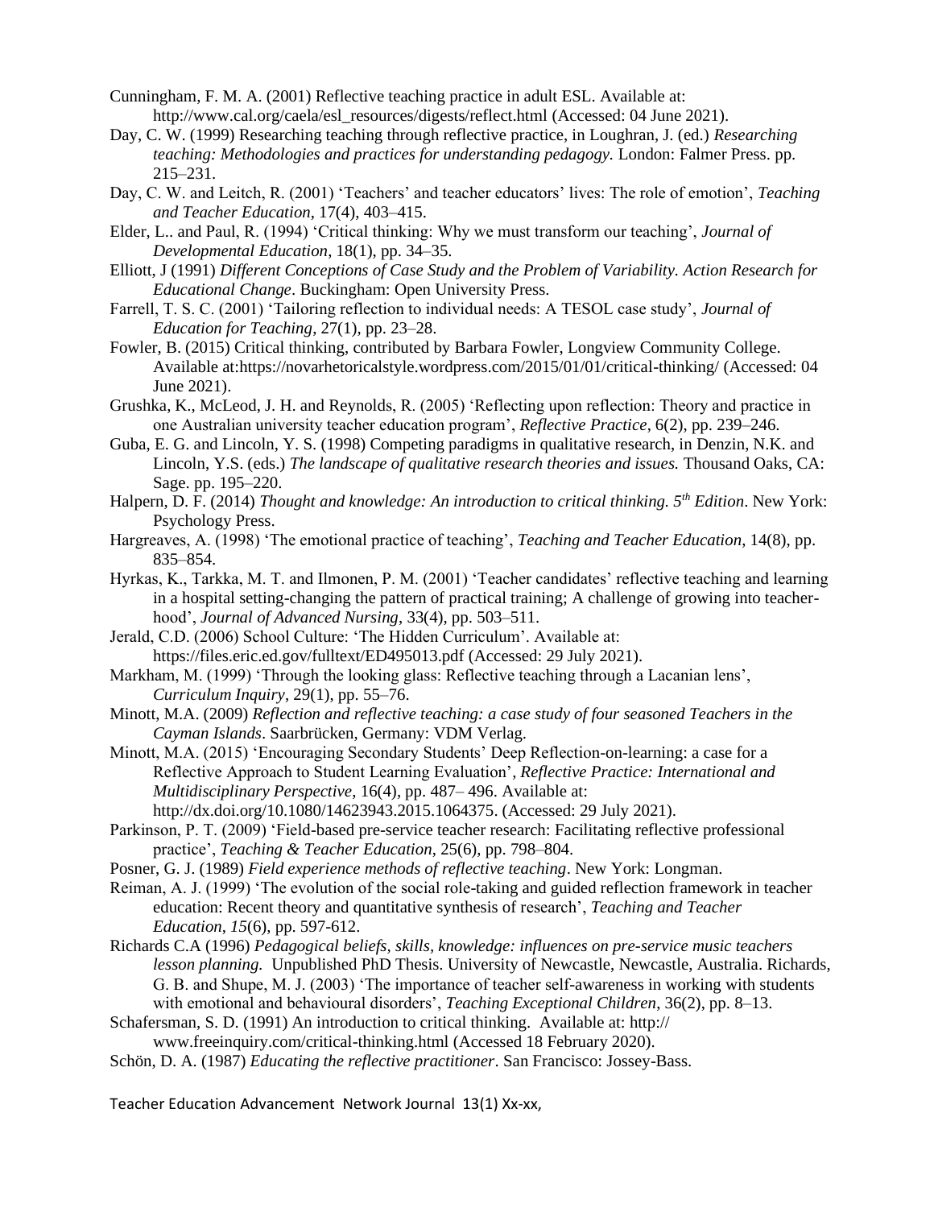Cunningham, F. M. A. (2001) Reflective teaching practice in adult ESL. Available at: http://www.cal.org/caela/esl_resources/digests/reflect.html (Accessed: 04 June 2021).

Day, C. W. (1999) Researching teaching through reflective practice, in Loughran, J. (ed.) *Researching teaching: Methodologies and practices for understanding pedagogy.* London: Falmer Press. pp. 215–231.

Day, C. W. and Leitch, R. (2001) 'Teachers' and teacher educators' lives: The role of emotion', *Teaching and Teacher Education*, 17(4), 403–415.

Elder, L.. and Paul, R. (1994) 'Critical thinking: Why we must transform our teaching', *Journal of Developmental Education*, 18(1), pp. 34–35.

Elliott, J (1991) *Different Conceptions of Case Study and the Problem of Variability. Action Research for Educational Change*. Buckingham: Open University Press.

Farrell, T. S. C. (2001) 'Tailoring reflection to individual needs: A TESOL case study', *Journal of Education for Teaching*, 27(1), pp. 23–28.

Fowler, B. (2015) Critical thinking, contributed by Barbara Fowler, Longview Community College. Available at:https://novarhetoricalstyle.wordpress.com/2015/01/01/critical-thinking/ (Accessed: 04 June 2021).

Grushka, K., McLeod, J. H. and Reynolds, R. (2005) 'Reflecting upon reflection: Theory and practice in one Australian university teacher education program', *Reflective Practice*, 6(2), pp. 239–246.

Guba, E. G. and Lincoln, Y. S. (1998) Competing paradigms in qualitative research, in Denzin, N.K. and Lincoln, Y.S. (eds.) *The landscape of qualitative research theories and issues.* Thousand Oaks, CA: Sage. pp. 195–220.

Halpern, D. F. (2014) *Thought and knowledge: An introduction to critical thinking. 5th Edition*. New York: Psychology Press.

Hargreaves, A. (1998) 'The emotional practice of teaching', *Teaching and Teacher Education*, 14(8), pp. 835–854.

Hyrkas, K., Tarkka, M. T. and Ilmonen, P. M. (2001) 'Teacher candidates' reflective teaching and learning in a hospital setting-changing the pattern of practical training; A challenge of growing into teacher-hood', *Journal of Advanced Nursing*, 33(4), pp. 503–511.

Jerald, C.D. (2006) School Culture: 'The Hidden Curriculum'. Available at: https://files.eric.ed.gov/fulltext/ED495013.pdf (Accessed: 29 July 2021).

Markham, M. (1999) 'Through the looking glass: Reflective teaching through a Lacanian lens', *Curriculum Inquiry*, 29(1), pp. 55–76.

Minott, M.A. (2009) *Reflection and reflective teaching: a case study of four seasoned Teachers in the Cayman Islands*. Saarbrücken, Germany: VDM Verlag.

Minott, M.A. (2015) 'Encouraging Secondary Students' Deep Reflection-on-learning: a case for a Reflective Approach to Student Learning Evaluation', *Reflective Practice: International and Multidisciplinary Perspective*, 16(4), pp. 487– 496. Available at: http://dx.doi.org/10.1080/14623943.2015.1064375. (Accessed: 29 July 2021).

Parkinson, P. T. (2009) 'Field-based pre-service teacher research: Facilitating reflective professional practice', *Teaching & Teacher Education*, 25(6), pp. 798–804.

Posner, G. J. (1989) *Field experience methods of reflective teaching*. New York: Longman.

Reiman, A. J. (1999) 'The evolution of the social role-taking and guided reflection framework in teacher education: Recent theory and quantitative synthesis of research', *Teaching and Teacher Education*, *15*(6), pp. 597-612.

Richards C.A (1996) *Pedagogical beliefs, skills, knowledge: influences on pre-service music teachers lesson planning.* Unpublished PhD Thesis. University of Newcastle, Newcastle, Australia. Richards, G. B. and Shupe, M. J. (2003) 'The importance of teacher self-awareness in working with students with emotional and behavioural disorders', *Teaching Exceptional Children*, 36(2), pp. 8–13.

Schafersman, S. D. (1991) An introduction to critical thinking. Available at: http:// www.freeinquiry.com/critical-thinking.html (Accessed 18 February 2020).

Schön, D. A. (1987) *Educating the reflective practitioner*. San Francisco: Jossey-Bass.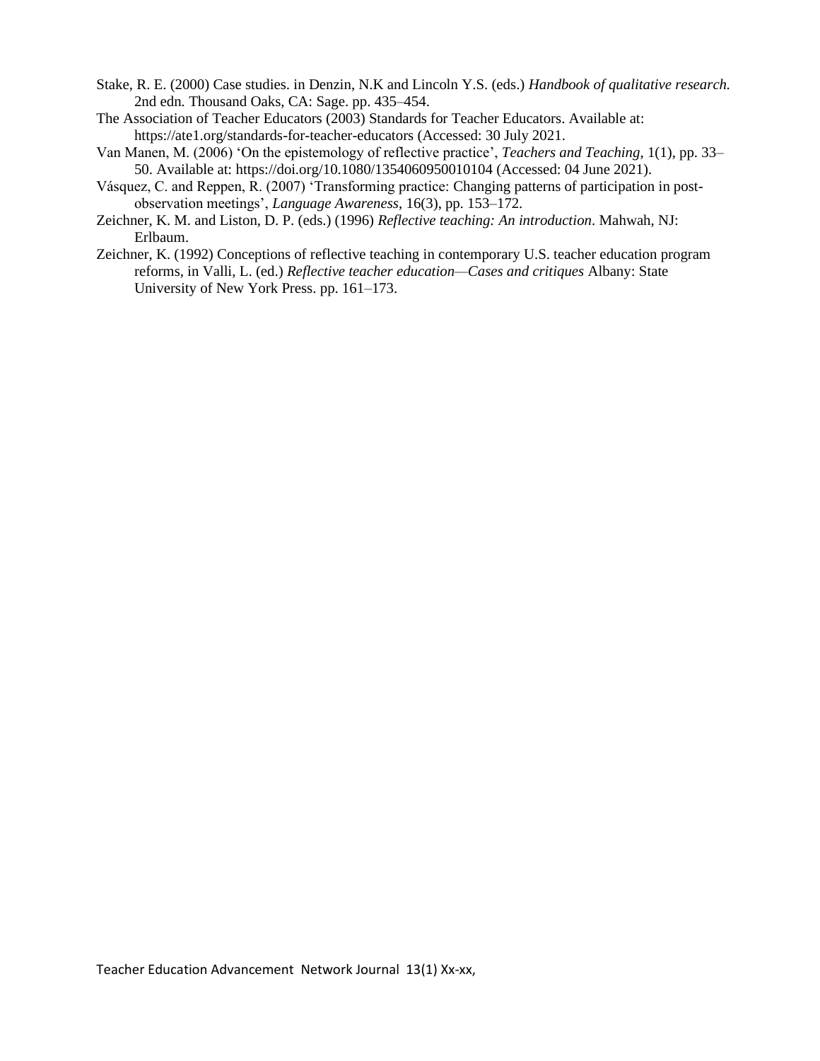Stake, R. E. (2000) Case studies. in Denzin, N.K and Lincoln Y.S. (eds.) *Handbook of qualitative research.* 2nd edn. Thousand Oaks, CA: Sage. pp. 435–454.

The Association of Teacher Educators (2003) Standards for Teacher Educators. Available at: https://ate1.org/standards-for-teacher-educators (Accessed: 30 July 2021.

Van Manen, M. (2006) 'On the epistemology of reflective practice', *Teachers and Teaching*, 1(1), pp. 33–50. Available at: https://doi.org/10.1080/1354060950010104 (Accessed: 04 June 2021).

Vásquez, C. and Reppen, R. (2007) 'Transforming practice: Changing patterns of participation in post-observation meetings', *Language Awareness*, 16(3), pp. 153–172.

Zeichner, K. M. and Liston, D. P. (eds.) (1996) *Reflective teaching: An introduction*. Mahwah, NJ: Erlbaum.

Zeichner, K. (1992) Conceptions of reflective teaching in contemporary U.S. teacher education program reforms, in Valli, L. (ed.) *Reflective teacher education—Cases and critiques* Albany: State University of New York Press. pp. 161–173.